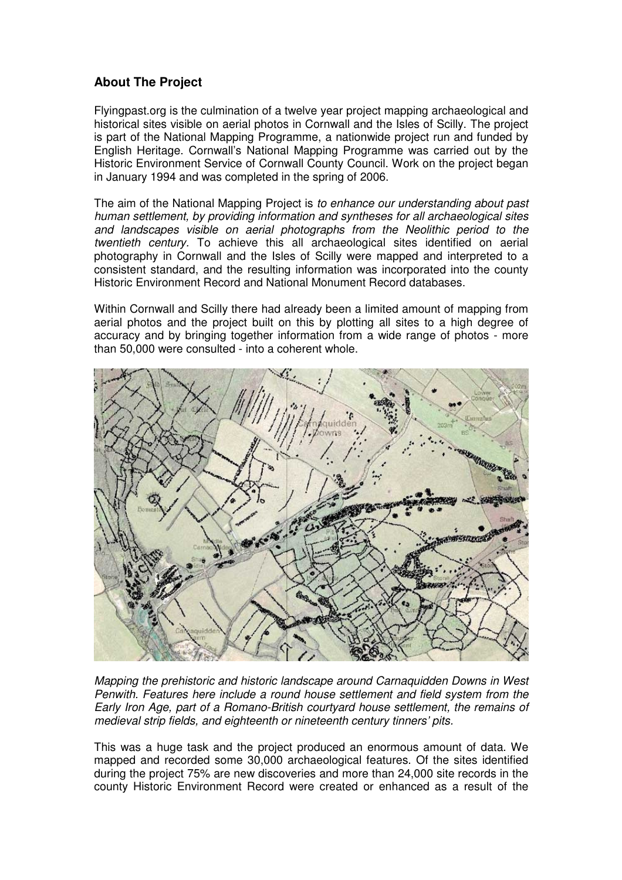## About The Project

Flyingpast.org is the culmination of a twelve year project mapping archaeological and historical sites visible on aerial photos in Cornwall and the Isles of Scilly. The project is part of the National Mapping Programme, a nationwide project run and funded by English Heritage. Cornwall's National Mapping Programme was carried out by the Historic Environment Service of Cornwall County Council. Work on the project began in January 1994 and was completed in the spring of 2006.

The aim of the National Mapping Project is *to enhance our understanding about past human settlement, by providing information and syntheses for all archaeological sites and landscapes visible on aerial photographs from the Neolithic period to the twentieth century*. To achieve this all archaeological sites identified on aerial photography in Cornwall and the Isles of Scilly were mapped and interpreted to a consistent standard, and the resulting information was incorporated into the county Historic Environment Record and National Monument Record databases.

Within Cornwall and Scilly there had already been a limited amount of mapping from aerial photos and the project built on this by plotting all sites to a high degree of accuracy and by bringing together information from a wide range of photos - more than 50,000 were consulted - into a coherent whole.

*Mapping the prehistoric and historic landscape around Carnaquidden Downs in West Penwith. Features here include a round house settlement and field system from the Early Iron Age, part of a Romano-British courtyard house settlement, the remains of medieval strip fields, and eighteenth or nineteenth century tinners' pits.*

This was a huge task and the project produced an enormous amount of data. We mapped and recorded some 30,000 archaeological features. Of the sites identified during the project 75% are new discoveries and more than 24,000 site records in the county Historic Environment Record were created or enhanced as a result of the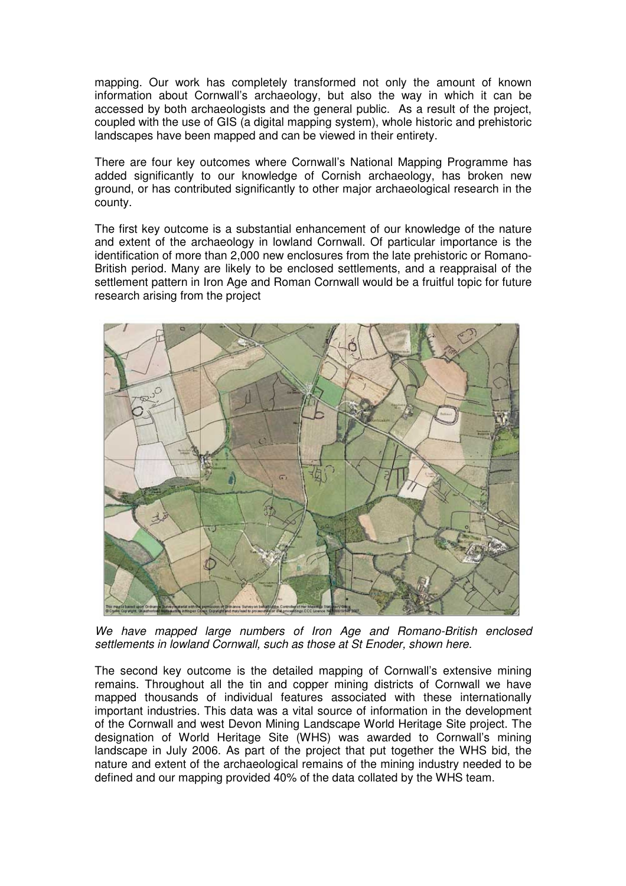mapping. Our work has completely transformed not only the amount of known information about Cornwall's archaeology, but also the way in which it can be accessed by both archaeologists and the general public. As a result of the project, coupled with the use of GIS (a digital mapping system), whole historic and prehistoric landscapes have been mapped and can be viewed in their entirety.

There are four key outcomes where Cornwall's National Mapping Programme has added significantly to our knowledge of Cornish archaeology, has broken new ground, or has contributed significantly to other major archaeological research in the county.

The first key outcome is a substantial enhancement of our knowledge of the nature and extent of the archaeology in lowland Cornwall. Of particular importance is the identification of more than 2,000 new enclosures from the late prehistoric or Romano-British period. Many are likely to be enclosed settlements, and a reappraisal of the settlement pattern in Iron Age and Roman Cornwall would be a fruitful topic for future research arising from the project

*We have mapped large numbers of Iron Age and Romano-British enclosed settlements in lowland Cornwall, such as those at St Enoder, shown here.*

The second key outcome is the detailed mapping of Cornwall's extensive mining remains. Throughout all the tin and copper mining districts of Cornwall we have mapped thousands of individual features associated with these internationally important industries. This data was a vital source of information in the development of the Cornwall and west Devon Mining Landscape World Heritage Site project. The designation of World Heritage Site (WHS) was awarded to Cornwall's mining landscape in July 2006. As part of the project that put together the WHS bid, the nature and extent of the archaeological remains of the mining industry needed to be defined and our mapping provided 40% of the data collated by the WHS team.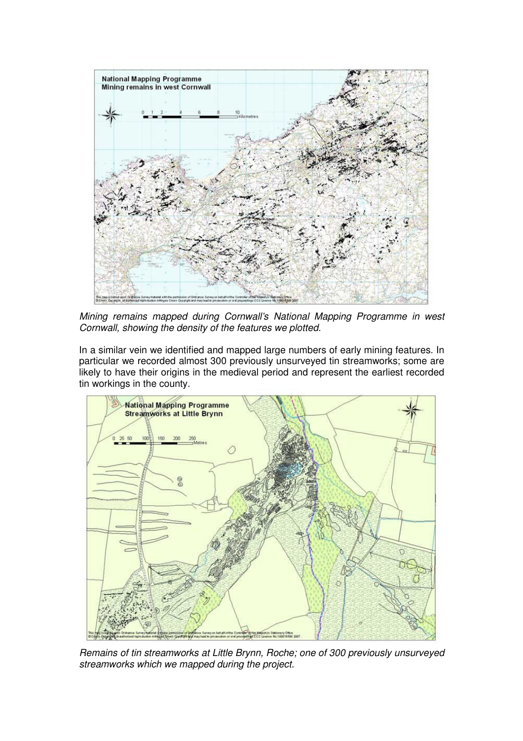*Mining remains mapped during Cornwall's National Mapping Programme in west Cornwall, showing the density of the features we plotted.*

In a similar vein we identified and mapped large numbers of early mining features. In particular we recorded almost 300 previously unsurveyed tin streamworks; some are likely to have their origins in the medieval period and represent the earliest recorded tin workings in the county.

*Remains of tin streamworks at Little Brynn, Roche; one of 300 previously unsurveyed streamworks which we mapped during the project.*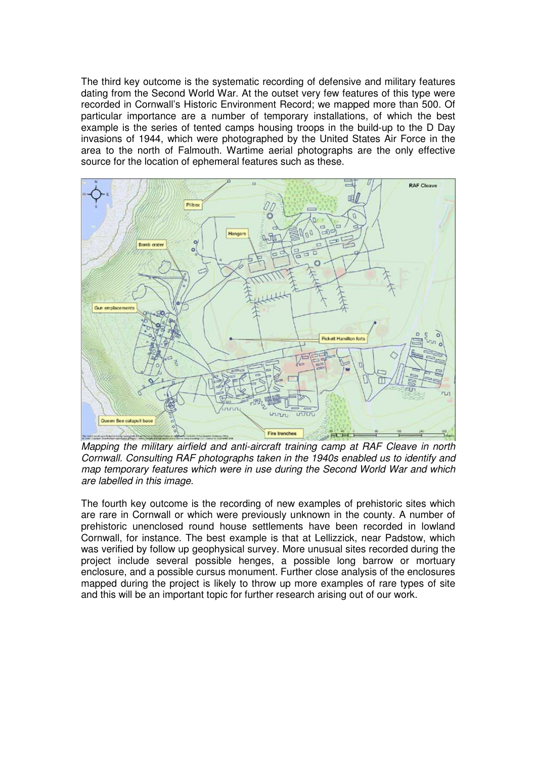The third key outcome is the systematic recording of defensive and military features dating from the Second World War. At the outset very few features of this type were recorded in Cornwall's Historic Environment Record; we mapped more than 500. Of particular importance are a number of temporary installations, of which the best example is the series of tented camps housing troops in the build-up to the D Day invasions of 1944, which were photographed by the United States Air Force in the area to the north of Falmouth. Wartime aerial photographs are the only effective source for the location of ephemeral features such as these.

RAF Cleave

Pillbox

Hangars

Bomb crater

Gun emplacements

Pickett Hamilton forts

Queen Bee catapult base

Fire trenches

*Mapping the military airfield and anti-aircraft training camp at RAF Cleave in north Cornwall. Consulting RAF photographs taken in the 1940s enabled us to identify and map temporary features which were in use during the Second World War and which are labelled in this image.*

The fourth key outcome is the recording of new examples of prehistoric sites which are rare in Cornwall or which were previously unknown in the county. A number of prehistoric unenclosed round house settlements have been recorded in lowland Cornwall, for instance. The best example is that at Lellizzick, near Padstow, which was verified by follow up geophysical survey. More unusual sites recorded during the project include several possible henges, a possible long barrow or mortuary enclosure, and a possible cursus monument. Further close analysis of the enclosures mapped during the project is likely to throw up more examples of rare types of site and this will be an important topic for further research arising out of our work.